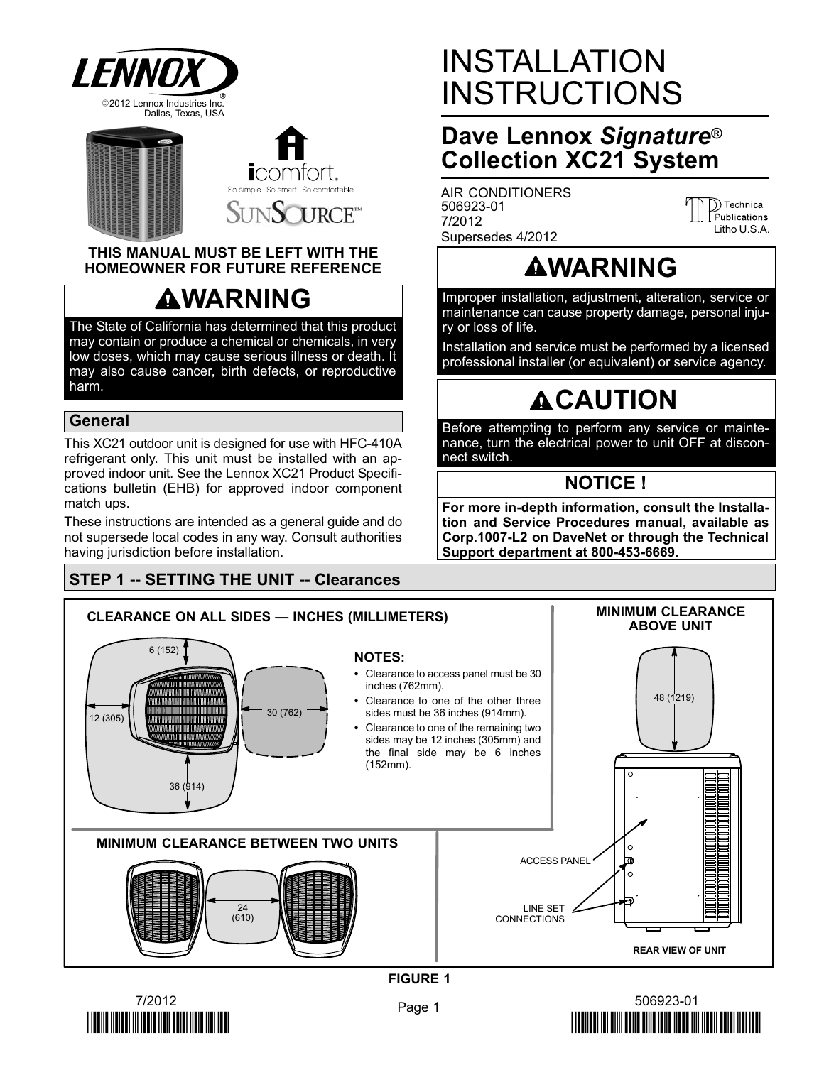LENNOX

©2012 Lennox Industries Inc.
Dallas, Texas, USA

icomfort. So simple. So smart. So comfortable.

SUNSOURCE™

**THIS MANUAL MUST BE LEFT WITH THE HOMEOWNER FOR FUTURE REFERENCE**

# INSTALLATION INSTRUCTIONS

## Dave Lennox *Signature*® Collection XC21 System

AIR CONDITIONERS
506923-01
7/2012
Supersedes 4/2012

Technical Publications
Litho U.S.A.

## ⚠WARNING

The State of California has determined that this product may contain or produce a chemical or chemicals, in very low doses, which may cause serious illness or death. It may also cause cancer, birth defects, or reproductive harm.

## ⚠WARNING

Improper installation, adjustment, alteration, service or maintenance can cause property damage, personal injury or loss of life.

Installation and service must be performed by a licensed professional installer (or equivalent) or service agency.

## ⚠CAUTION

Before attempting to perform any service or maintenance, turn the electrical power to unit OFF at disconnect switch.

## NOTICE !

**For more in-depth information, consult the Installation and Service Procedures manual, available as Corp.1007-L2 on DaveNet or through the Technical Support department at 800-453-6669.**

## General

This XC21 outdoor unit is designed for use with HFC-410A refrigerant only. This unit must be installed with an approved indoor unit. See the Lennox XC21 Product Specifications bulletin (EHB) for approved indoor component match ups.

These instructions are intended as a general guide and do not supersede local codes in any way. Consult authorities having jurisdiction before installation.

## STEP 1 -- SETTING THE UNIT -- Clearances

**CLEARANCE ON ALL SIDES — INCHES (MILLIMETERS)**

6 (152)
12 (305)
30 (762)
36 (914)

**NOTES:**

- Clearance to access panel must be 30 inches (762mm).
- Clearance to one of the other three sides must be 36 inches (914mm).
- Clearance to one of the remaining two sides may be 12 inches (305mm) and the final side may be 6 inches (152mm).

**MINIMUM CLEARANCE ABOVE UNIT**

48 (1219)

**MINIMUM CLEARANCE BETWEEN TWO UNITS**

24 (610)

ACCESS PANEL

LINE SET CONNECTIONS

**REAR VIEW OF UNIT**

**FIGURE 1**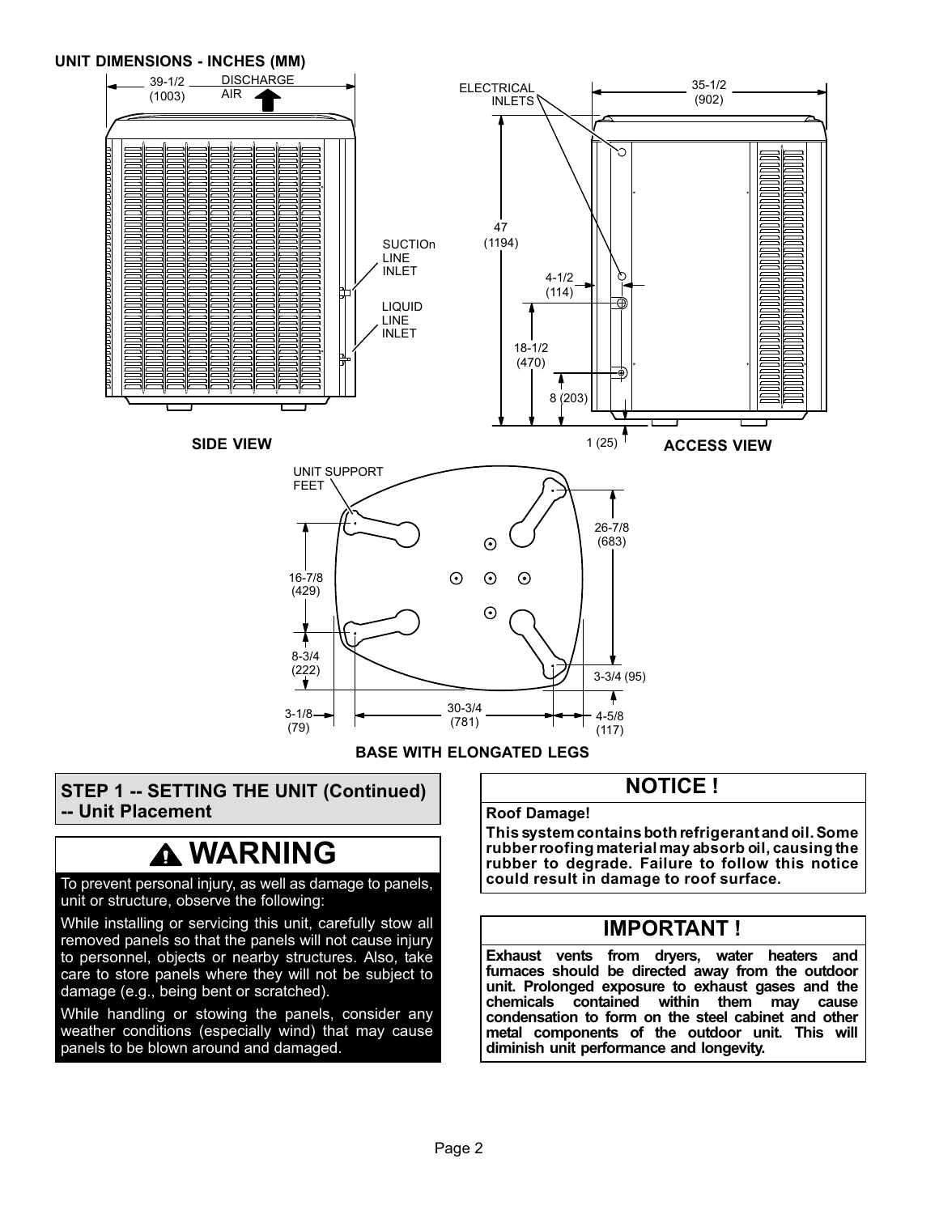**UNIT DIMENSIONS - INCHES (MM)**

SIDE VIEW

ACCESS VIEW

BASE WITH ELONGATED LEGS

## STEP 1 -- SETTING THE UNIT (Continued) -- Unit Placement

### ⚠ WARNING

To prevent personal injury, as well as damage to panels, unit or structure, observe the following:

While installing or servicing this unit, carefully stow all removed panels so that the panels will not cause injury to personnel, objects or nearby structures. Also, take care to store panels where they will not be subject to damage (e.g., being bent or scratched).

While handling or stowing the panels, consider any weather conditions (especially wind) that may cause panels to be blown around and damaged.

### NOTICE !

**Roof Damage!**

**This system contains both refrigerant and oil. Some rubber roofing material may absorb oil, causing the rubber to degrade. Failure to follow this notice could result in damage to roof surface.**

### IMPORTANT !

**Exhaust vents from dryers, water heaters and furnaces should be directed away from the outdoor unit. Prolonged exposure to exhaust gases and the chemicals contained within them may cause condensation to form on the steel cabinet and other metal components of the outdoor unit. This will diminish unit performance and longevity.**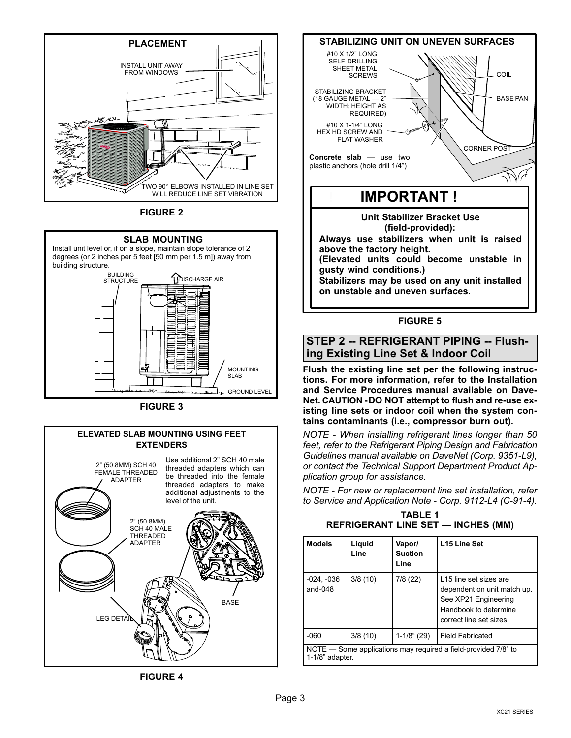**PLACEMENT**

INSTALL UNIT AWAY FROM WINDOWS

TWO 90° ELBOWS INSTALLED IN LINE SET WILL REDUCE LINE SET VIBRATION

FIGURE 2

**SLAB MOUNTING**

Install unit level or, if on a slope, maintain slope tolerance of 2 degrees (or 2 inches per 5 feet [50 mm per 1.5 m]) away from building structure.

BUILDING STRUCTURE

DISCHARGE AIR

MOUNTING SLAB

GROUND LEVEL

FIGURE 3

**ELEVATED SLAB MOUNTING USING FEET EXTENDERS**

2" (50.8MM) SCH 40 FEMALE THREADED ADAPTER

Use additional 2" SCH 40 male threaded adapters which can be threaded into the female threaded adapters to make additional adjustments to the level of the unit.

2" (50.8MM) SCH 40 MALE THREADED ADAPTER

BASE

LEG DETAIL

FIGURE 4

**STABILIZING UNIT ON UNEVEN SURFACES**

#10 X 1/2" LONG SELF-DRILLING SHEET METAL SCREWS

STABILIZING BRACKET (18 GAUGE METAL — 2" WIDTH; HEIGHT AS REQUIRED)

#10 X 1-1/4" LONG HEX HD SCREW AND FLAT WASHER

COIL

BASE PAN

CORNER POST

**Concrete slab** — use two plastic anchors (hole drill 1/4")

**IMPORTANT !**

**Unit Stabilizer Bracket Use (field-provided):**

**Always use stabilizers when unit is raised above the factory height.**

**(Elevated units could become unstable in gusty wind conditions.)**

**Stabilizers may be used on any unit installed on unstable and uneven surfaces.**

FIGURE 5

## STEP 2 -- REFRIGERANT PIPING -- Flushing Existing Line Set & Indoor Coil

**Flush the existing line set per the following instructions. For more information, refer to the Installation and Service Procedures manual available on DaveNet. CAUTION - DO NOT attempt to flush and re-use existing line sets or indoor coil when the system contains contaminants (i.e., compressor burn out).**

*NOTE - When installing refrigerant lines longer than 50 feet, refer to the Refrigerant Piping Design and Fabrication Guidelines manual available on DaveNet (Corp. 9351-L9), or contact the Technical Support Department Product Application group for assistance.*

*NOTE - For new or replacement line set installation, refer to Service and Application Note - Corp. 9112-L4 (C-91-4).*

**TABLE 1**
**REFRIGERANT LINE SET — INCHES (MM)**

| Models | Liquid Line | Vapor/ Suction Line | L15 Line Set |
|---|---|---|---|
| -024, -036 and-048 | 3/8 (10) | 7/8 (22) | L15 line set sizes are dependent on unit match up. See XP21 Engineering Handbook to determine correct line set sizes. |
| -060 | 3/8 (10) | 1-1/8" (29) | Field Fabricated |

NOTE — Some applications may required a field-provided 7/8" to 1-1/8" adapter.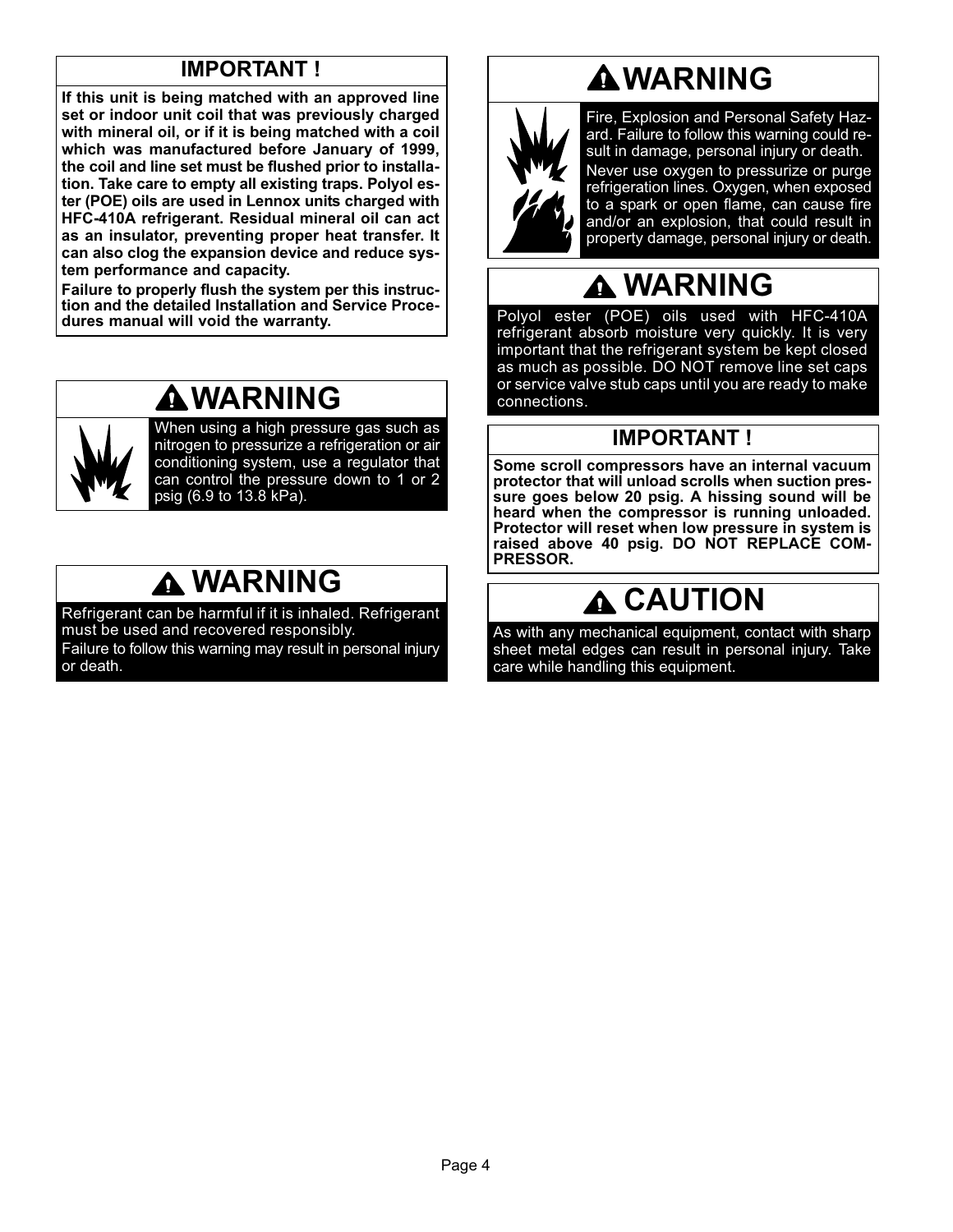## IMPORTANT !

**If this unit is being matched with an approved line set or indoor unit coil that was previously charged with mineral oil, or if it is being matched with a coil which was manufactured before January of 1999, the coil and line set must be flushed prior to installation. Take care to empty all existing traps. Polyol ester (POE) oils are used in Lennox units charged with HFC-410A refrigerant. Residual mineral oil can act as an insulator, preventing proper heat transfer. It can also clog the expansion device and reduce system performance and capacity.**

**Failure to properly flush the system per this instruction and the detailed Installation and Service Procedures manual will void the warranty.**

## WARNING

When using a high pressure gas such as nitrogen to pressurize a refrigeration or air conditioning system, use a regulator that can control the pressure down to 1 or 2 psig (6.9 to 13.8 kPa).

## WARNING

Refrigerant can be harmful if it is inhaled. Refrigerant must be used and recovered responsibly.

Failure to follow this warning may result in personal injury or death.

## WARNING

Fire, Explosion and Personal Safety Hazard. Failure to follow this warning could result in damage, personal injury or death.

Never use oxygen to pressurize or purge refrigeration lines. Oxygen, when exposed to a spark or open flame, can cause fire and/or an explosion, that could result in property damage, personal injury or death.

## WARNING

Polyol ester (POE) oils used with HFC-410A refrigerant absorb moisture very quickly. It is very important that the refrigerant system be kept closed as much as possible. DO NOT remove line set caps or service valve stub caps until you are ready to make connections.

## IMPORTANT !

**Some scroll compressors have an internal vacuum protector that will unload scrolls when suction pressure goes below 20 psig. A hissing sound will be heard when the compressor is running unloaded. Protector will reset when low pressure in system is raised above 40 psig. DO NOT REPLACE COMPRESSOR.**

## CAUTION

As with any mechanical equipment, contact with sharp sheet metal edges can result in personal injury. Take care while handling this equipment.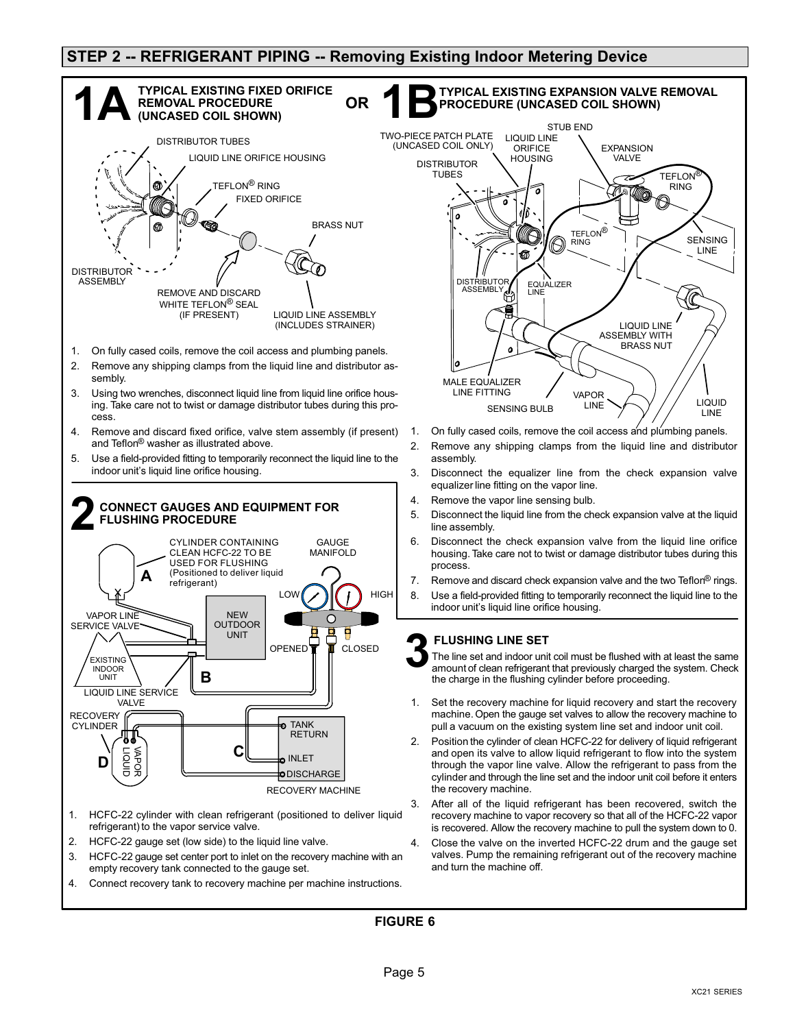## STEP 2 -- REFRIGERANT PIPING -- Removing Existing Indoor Metering Device

### 1A TYPICAL EXISTING FIXED ORIFICE REMOVAL PROCEDURE (UNCASED COIL SHOWN)

DISTRIBUTOR TUBES

LIQUID LINE ORIFICE HOUSING

TEFLON® RING

FIXED ORIFICE

BRASS NUT

DISTRIBUTOR ASSEMBLY

REMOVE AND DISCARD WHITE TEFLON® SEAL (IF PRESENT)

LIQUID LINE ASSEMBLY (INCLUDES STRAINER)

1. On fully cased coils, remove the coil access and plumbing panels.
2. Remove any shipping clamps from the liquid line and distributor assembly.
3. Using two wrenches, disconnect liquid line from liquid line orifice housing. Take care not to twist or damage distributor tubes during this process.
4. Remove and discard fixed orifice, valve stem assembly (if present) and Teflon® washer as illustrated above.
5. Use a field-provided fitting to temporarily reconnect the liquid line to the indoor unit's liquid line orifice housing.

**OR**

### 1B TYPICAL EXISTING EXPANSION VALVE REMOVAL PROCEDURE (UNCASED COIL SHOWN)

TWO-PIECE PATCH PLATE (UNCASED COIL ONLY)

DISTRIBUTOR TUBES

LIQUID LINE ORIFICE HOUSING

STUB END

EXPANSION VALVE

TEFLON® RING

TEFLON® RING

SENSING LINE

DISTRIBUTOR ASSEMBLY

EQUALIZER LINE

LIQUID LINE ASSEMBLY WITH BRASS NUT

MALE EQUALIZER LINE FITTING

SENSING BULB

VAPOR LINE

LIQUID LINE

1. On fully cased coils, remove the coil access and plumbing panels.
2. Remove any shipping clamps from the liquid line and distributor assembly.
3. Disconnect the equalizer line from the check expansion valve equalizer line fitting on the vapor line.
4. Remove the vapor line sensing bulb.
5. Disconnect the liquid line from the check expansion valve at the liquid line assembly.
6. Disconnect the check expansion valve from the liquid line orifice housing. Take care not to twist or damage distributor tubes during this process.
7. Remove and discard check expansion valve and the two Teflon® rings.
8. Use a field-provided fitting to temporarily reconnect the liquid line to the indoor unit's liquid line orifice housing.

### 2 CONNECT GAUGES AND EQUIPMENT FOR FLUSHING PROCEDURE

A — CYLINDER CONTAINING CLEAN HCFC-22 TO BE USED FOR FLUSHING (Positioned to deliver liquid refrigerant)

GAUGE MANIFOLD

LOW — HIGH

OPENED — CLOSED

VAPOR LINE SERVICE VALVE

NEW OUTDOOR UNIT

EXISTING INDOOR UNIT

B

LIQUID LINE SERVICE VALVE

RECOVERY CYLINDER

D — VAPOR / LIQUID

C

TANK RETURN

INLET

DISCHARGE

RECOVERY MACHINE

1. HCFC-22 cylinder with clean refrigerant (positioned to deliver liquid refrigerant) to the vapor service valve.
2. HCFC-22 gauge set (low side) to the liquid line valve.
3. HCFC-22 gauge set center port to inlet on the recovery machine with an empty recovery tank connected to the gauge set.
4. Connect recovery tank to recovery machine per machine instructions.

### 3 FLUSHING LINE SET

The line set and indoor unit coil must be flushed with at least the same amount of clean refrigerant that previously charged the system. Check the charge in the flushing cylinder before proceeding.

1. Set the recovery machine for liquid recovery and start the recovery machine. Open the gauge set valves to allow the recovery machine to pull a vacuum on the existing system line set and indoor unit coil.
2. Position the cylinder of clean HCFC-22 for delivery of liquid refrigerant and open its valve to allow liquid refrigerant to flow into the system through the vapor line valve. Allow the refrigerant to pass from the cylinder and through the line set and the indoor unit coil before it enters the recovery machine.
3. After all of the liquid refrigerant has been recovered, switch the recovery machine to vapor recovery so that all of the HCFC-22 vapor is recovered. Allow the recovery machine to pull the system down to 0.
4. Close the valve on the inverted HCFC-22 drum and the gauge set valves. Pump the remaining refrigerant out of the recovery machine and turn the machine off.

**FIGURE 6**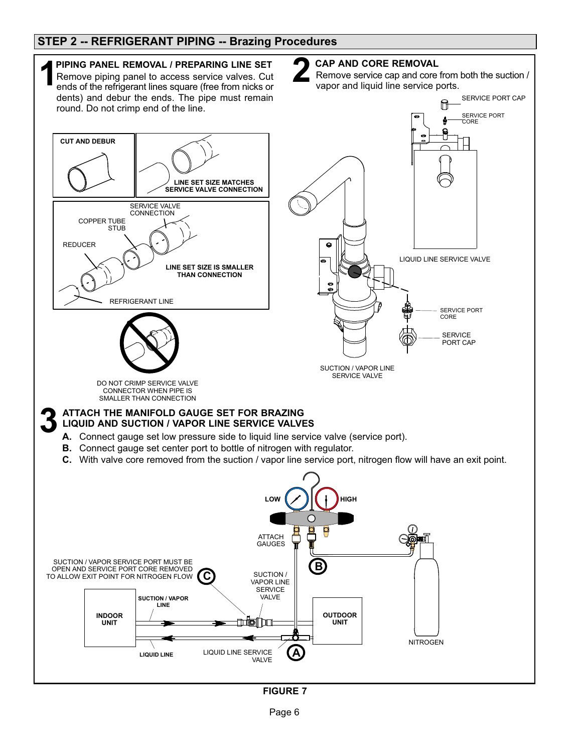## STEP 2 -- REFRIGERANT PIPING -- Brazing Procedures

### 1 PIPING PANEL REMOVAL / PREPARING LINE SET

Remove piping panel to access service valves. Cut ends of the refrigerant lines square (free from nicks or dents) and debur the ends. The pipe must remain round. Do not crimp end of the line.

CUT AND DEBUR

LINE SET SIZE MATCHES SERVICE VALVE CONNECTION

SERVICE VALVE CONNECTION

COPPER TUBE STUB

REDUCER

LINE SET SIZE IS SMALLER THAN CONNECTION

REFRIGERANT LINE

DO NOT CRIMP SERVICE VALVE CONNECTOR WHEN PIPE IS SMALLER THAN CONNECTION

### 2 CAP AND CORE REMOVAL

Remove service cap and core from both the suction / vapor and liquid line service ports.

SERVICE PORT CAP

SERVICE PORT CORE

LIQUID LINE SERVICE VALVE

SERVICE PORT CORE

SERVICE PORT CAP

SUCTION / VAPOR LINE SERVICE VALVE

### 3 ATTACH THE MANIFOLD GAUGE SET FOR BRAZING LIQUID AND SUCTION / VAPOR LINE SERVICE VALVES

**A.** Connect gauge set low pressure side to liquid line service valve (service port).

**B.** Connect gauge set center port to bottle of nitrogen with regulator.

**C.** With valve core removed from the suction / vapor line service port, nitrogen flow will have an exit point.

LOW HIGH

ATTACH GAUGES

SUCTION / VAPOR SERVICE PORT MUST BE OPEN AND SERVICE PORT CORE REMOVED TO ALLOW EXIT POINT FOR NITROGEN FLOW (C)

SUCTION / VAPOR LINE SERVICE VALVE

(B)

INDOOR UNIT

SUCTION / VAPOR LINE

OUTDOOR UNIT

LIQUID LINE

LIQUID LINE SERVICE VALVE (A)

NITROGEN

**FIGURE 7**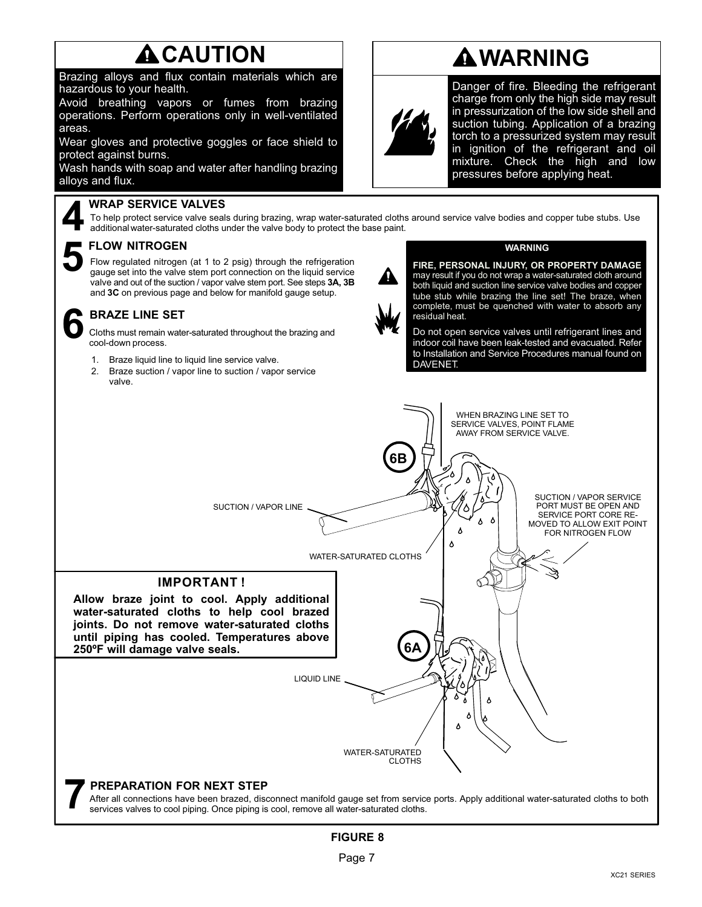## ⚠ CAUTION

Brazing alloys and flux contain materials which are hazardous to your health.

Avoid breathing vapors or fumes from brazing operations. Perform operations only in well-ventilated areas.

Wear gloves and protective goggles or face shield to protect against burns.

Wash hands with soap and water after handling brazing alloys and flux.

## ⚠ WARNING

Danger of fire. Bleeding the refrigerant charge from only the high side may result in pressurization of the low side shell and suction tubing. Application of a brazing torch to a pressurized system may result in ignition of the refrigerant and oil mixture. Check the high and low pressures before applying heat.

### 4 WRAP SERVICE VALVES

To help protect service valve seals during brazing, wrap water-saturated cloths around service valve bodies and copper tube stubs. Use additional water-saturated cloths under the valve body to protect the base paint.

### 5 FLOW NITROGEN

Flow regulated nitrogen (at 1 to 2 psig) through the refrigeration gauge set into the valve stem port connection on the liquid service valve and out of the suction / vapor valve stem port. See steps **3A, 3B** and **3C** on previous page and below for manifold gauge setup.

### 6 BRAZE LINE SET

Cloths must remain water-saturated throughout the brazing and cool-down process.

1. Braze liquid line to liquid line service valve.
2. Braze suction / vapor line to suction / vapor service valve.

**WARNING**

**FIRE, PERSONAL INJURY, OR PROPERTY DAMAGE** may result if you do not wrap a water-saturated cloth around both liquid and suction line service valve bodies and copper tube stub while brazing the line set! The braze, when complete, must be quenched with water to absorb any residual heat.

Do not open service valves until refrigerant lines and indoor coil have been leak-tested and evacuated. Refer to Installation and Service Procedures manual found on DAVENET.

WHEN BRAZING LINE SET TO SERVICE VALVES, POINT FLAME AWAY FROM SERVICE VALVE.

6B

SUCTION / VAPOR LINE

SUCTION / VAPOR SERVICE PORT MUST BE OPEN AND SERVICE PORT CORE REMOVED TO ALLOW EXIT POINT FOR NITROGEN FLOW

WATER-SATURATED CLOTHS

**IMPORTANT !**

**Allow braze joint to cool. Apply additional water-saturated cloths to help cool brazed joints. Do not remove water-saturated cloths until piping has cooled. Temperatures above 250ºF will damage valve seals.**

6A

LIQUID LINE

WATER-SATURATED CLOTHS

### 7 PREPARATION FOR NEXT STEP

After all connections have been brazed, disconnect manifold gauge set from service ports. Apply additional water-saturated cloths to both services valves to cool piping. Once piping is cool, remove all water-saturated cloths.

**FIGURE 8**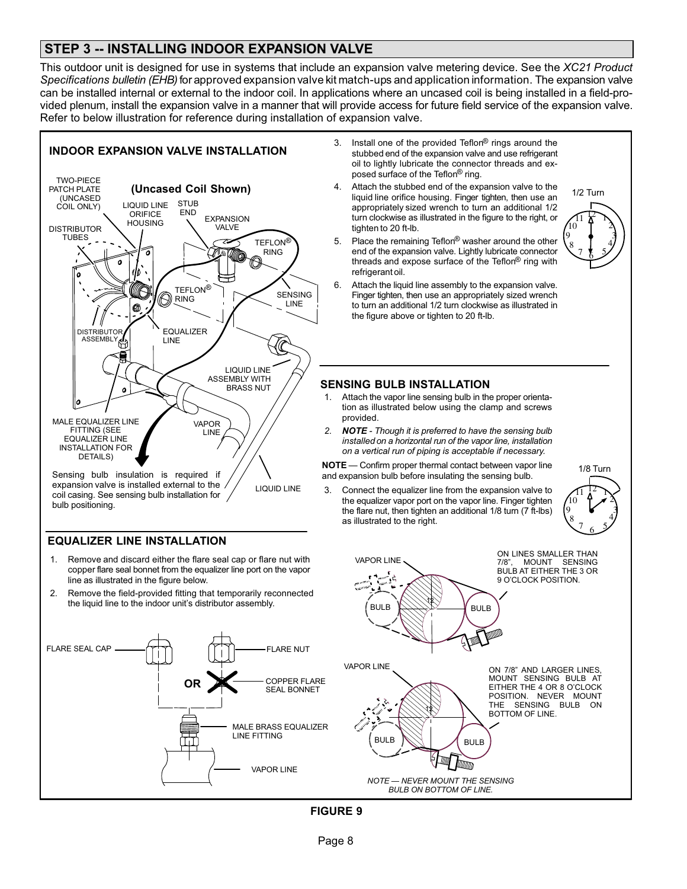## STEP 3 -- INSTALLING INDOOR EXPANSION VALVE

This outdoor unit is designed for use in systems that include an expansion valve metering device. See the *XC21 Product Specifications bulletin (EHB)* for approved expansion valve kit match-ups and application information. The expansion valve can be installed internal or external to the indoor coil. In applications where an uncased coil is being installed in a field-provided plenum, install the expansion valve in a manner that will provide access for future field service of the expansion valve. Refer to below illustration for reference during installation of expansion valve.

### INDOOR EXPANSION VALVE INSTALLATION

**(Uncased Coil Shown)**

TWO-PIECE PATCH PLATE (UNCASED COIL ONLY) · LIQUID LINE ORIFICE HOUSING · STUB END · EXPANSION VALVE · DISTRIBUTOR TUBES · TEFLON® RING · TEFLON® RING · SENSING LINE · DISTRIBUTOR ASSEMBLY · EQUALIZER LINE · LIQUID LINE ASSEMBLY WITH BRASS NUT · MALE EQUALIZER LINE FITTING (SEE EQUALIZER LINE INSTALLATION FOR DETAILS) · VAPOR LINE · LIQUID LINE

Sensing bulb insulation is required if expansion valve is installed external to the coil casing. See sensing bulb installation for bulb positioning.

3. Install one of the provided Teflon® rings around the stubbed end of the expansion valve and use refrigerant oil to lightly lubricate the connector threads and exposed surface of the Teflon® ring.
4. Attach the stubbed end of the expansion valve to the liquid line orifice housing. Finger tighten, then use an appropriately sized wrench to turn an additional 1/2 turn clockwise as illustrated in the figure to the right, or tighten to 20 ft-lb.
5. Place the remaining Teflon® washer around the other end of the expansion valve. Lightly lubricate connector threads and expose surface of the Teflon® ring with refrigerant oil.
6. Attach the liquid line assembly to the expansion valve. Finger tighten, then use an appropriately sized wrench to turn an additional 1/2 turn clockwise as illustrated in the figure above or tighten to 20 ft-lb.

1/2 Turn

### EQUALIZER LINE INSTALLATION

1. Remove and discard either the flare seal cap or flare nut with copper flare seal bonnet from the equalizer line port on the vapor line as illustrated in the figure below.
2. Remove the field-provided fitting that temporarily reconnected the liquid line to the indoor unit's distributor assembly.

FLARE SEAL CAP · OR · FLARE NUT · COPPER FLARE SEAL BONNET · MALE BRASS EQUALIZER LINE FITTING · VAPOR LINE

### SENSING BULB INSTALLATION

1. Attach the vapor line sensing bulb in the proper orientation as illustrated below using the clamp and screws provided.
2. ***NOTE** - Though it is preferred to have the sensing bulb installed on a horizontal run of the vapor line, installation on a vertical run of piping is acceptable if necessary.*

**NOTE** — Confirm proper thermal contact between vapor line and expansion bulb before insulating the sensing bulb.

3. Connect the equalizer line from the expansion valve to the equalizer vapor port on the vapor line. Finger tighten the flare nut, then tighten an additional 1/8 turn (7 ft-lbs) as illustrated to the right.

1/8 Turn

VAPOR LINE · BULB · BULB — ON LINES SMALLER THAN 7/8", MOUNT SENSING BULB AT EITHER THE 3 OR 9 O'CLOCK POSITION.

VAPOR LINE · BULB · BULB — ON 7/8" AND LARGER LINES, MOUNT SENSING BULB AT EITHER THE 4 OR 8 O'CLOCK POSITION. NEVER MOUNT THE SENSING BULB ON BOTTOM OF LINE.

*NOTE — NEVER MOUNT THE SENSING BULB ON BOTTOM OF LINE.*

**FIGURE 9**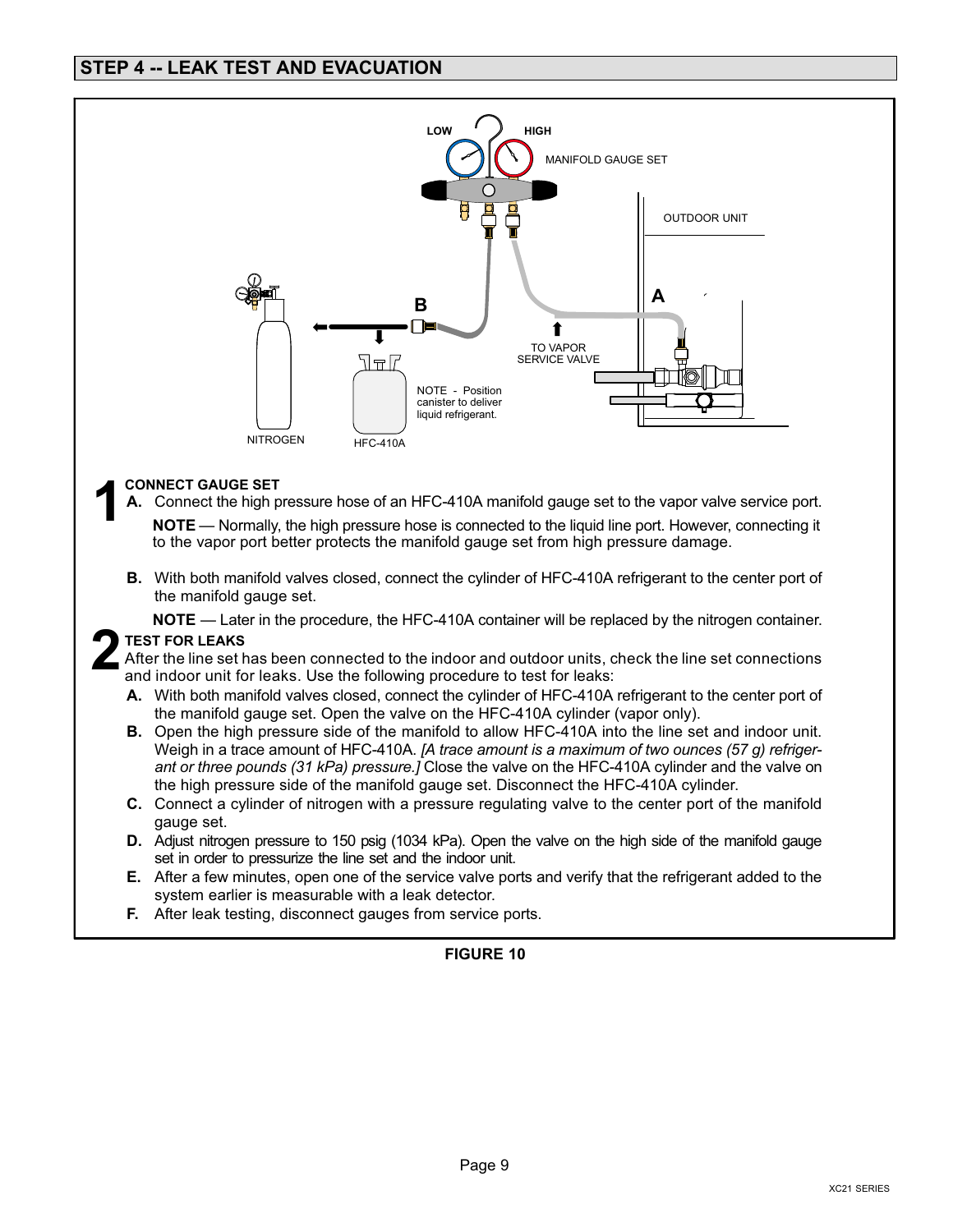## STEP 4 -- LEAK TEST AND EVACUATION

LOW HIGH

MANIFOLD GAUGE SET

OUTDOOR UNIT

A

B

TO VAPOR SERVICE VALVE

NOTE - Position canister to deliver liquid refrigerant.

NITROGEN HFC-410A

### 1 CONNECT GAUGE SET

**A.** Connect the high pressure hose of an HFC-410A manifold gauge set to the vapor valve service port.

**NOTE** — Normally, the high pressure hose is connected to the liquid line port. However, connecting it to the vapor port better protects the manifold gauge set from high pressure damage.

**B.** With both manifold valves closed, connect the cylinder of HFC-410A refrigerant to the center port of the manifold gauge set.

**NOTE** — Later in the procedure, the HFC-410A container will be replaced by the nitrogen container.

### 2 TEST FOR LEAKS

After the line set has been connected to the indoor and outdoor units, check the line set connections and indoor unit for leaks. Use the following procedure to test for leaks:

**A.** With both manifold valves closed, connect the cylinder of HFC-410A refrigerant to the center port of the manifold gauge set. Open the valve on the HFC-410A cylinder (vapor only).

**B.** Open the high pressure side of the manifold to allow HFC-410A into the line set and indoor unit. Weigh in a trace amount of HFC-410A. *[A trace amount is a maximum of two ounces (57 g) refrigerant or three pounds (31 kPa) pressure.]* Close the valve on the HFC-410A cylinder and the valve on the high pressure side of the manifold gauge set. Disconnect the HFC-410A cylinder.

**C.** Connect a cylinder of nitrogen with a pressure regulating valve to the center port of the manifold gauge set.

**D.** Adjust nitrogen pressure to 150 psig (1034 kPa). Open the valve on the high side of the manifold gauge set in order to pressurize the line set and the indoor unit.

**E.** After a few minutes, open one of the service valve ports and verify that the refrigerant added to the system earlier is measurable with a leak detector.

**F.** After leak testing, disconnect gauges from service ports.

**FIGURE 10**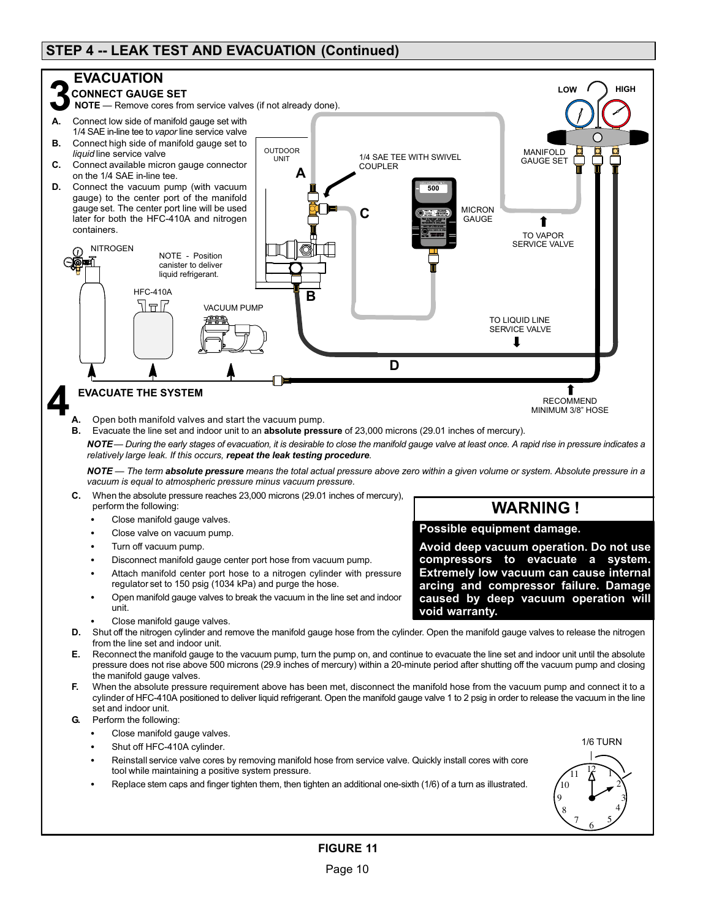## STEP 4 -- LEAK TEST AND EVACUATION (Continued)

### 3 EVACUATION

**CONNECT GAUGE SET**

**NOTE** — Remove cores from service valves (if not already done).

- **A.** Connect low side of manifold gauge set with 1/4 SAE in-line tee to *vapor* line service valve
- **B.** Connect high side of manifold gauge set to *liquid* line service valve
- **C.** Connect available micron gauge connector on the 1/4 SAE in-line tee.
- **D.** Connect the vacuum pump (with vacuum gauge) to the center port of the manifold gauge set. The center port line will be used later for both the HFC-410A and nitrogen containers.

OUTDOOR UNIT

1/4 SAE TEE WITH SWIVEL COUPLER

MANIFOLD GAUGE SET

LOW HIGH

MICRON GAUGE

500

TO VAPOR SERVICE VALVE

NITROGEN

NOTE - Position canister to deliver liquid refrigerant.

HFC-410A

VACUUM PUMP

TO LIQUID LINE SERVICE VALVE

RECOMMEND MINIMUM 3/8" HOSE

### 4 EVACUATE THE SYSTEM

- **A.** Open both manifold valves and start the vacuum pump.
- **B.** Evacuate the line set and indoor unit to an **absolute pressure** of 23,000 microns (29.01 inches of mercury).

***NOTE***— *During the early stages of evacuation, it is desirable to close the manifold gauge valve at least once. A rapid rise in pressure indicates a relatively large leak. If this occurs,* ***repeat the leak testing procedure****.*

***NOTE*** — *The term* ***absolute pressure*** *means the total actual pressure above zero within a given volume or system. Absolute pressure in a vacuum is equal to atmospheric pressure minus vacuum pressure.*

- **C.** When the absolute pressure reaches 23,000 microns (29.01 inches of mercury), perform the following:
  - Close manifold gauge valves.
  - Close valve on vacuum pump.
  - Turn off vacuum pump.
  - Disconnect manifold gauge center port hose from vacuum pump.
  - Attach manifold center port hose to a nitrogen cylinder with pressure regulator set to 150 psig (1034 kPa) and purge the hose.
  - Open manifold gauge valves to break the vacuum in the line set and indoor unit.
  - Close manifold gauge valves.
- **D.** Shut off the nitrogen cylinder and remove the manifold gauge hose from the cylinder. Open the manifold gauge valves to release the nitrogen from the line set and indoor unit.
- **E.** Reconnect the manifold gauge to the vacuum pump, turn the pump on, and continue to evacuate the line set and indoor unit until the absolute pressure does not rise above 500 microns (29.9 inches of mercury) within a 20-minute period after shutting off the vacuum pump and closing the manifold gauge valves.
- **F.** When the absolute pressure requirement above has been met, disconnect the manifold hose from the vacuum pump and connect it to a cylinder of HFC-410A positioned to deliver liquid refrigerant. Open the manifold gauge valve 1 to 2 psig in order to release the vacuum in the line set and indoor unit.
- **G.** Perform the following:
  - Close manifold gauge valves.
  - Shut off HFC-410A cylinder.
  - Reinstall service valve cores by removing manifold hose from service valve. Quickly install cores with core tool while maintaining a positive system pressure.
  - Replace stem caps and finger tighten them, then tighten an additional one-sixth (1/6) of a turn as illustrated.

**WARNING !**

**Possible equipment damage.**

**Avoid deep vacuum operation. Do not use compressors to evacuate a system. Extremely low vacuum can cause internal arcing and compressor failure. Damage caused by deep vacuum operation will void warranty.**

1/6 TURN

**FIGURE 11**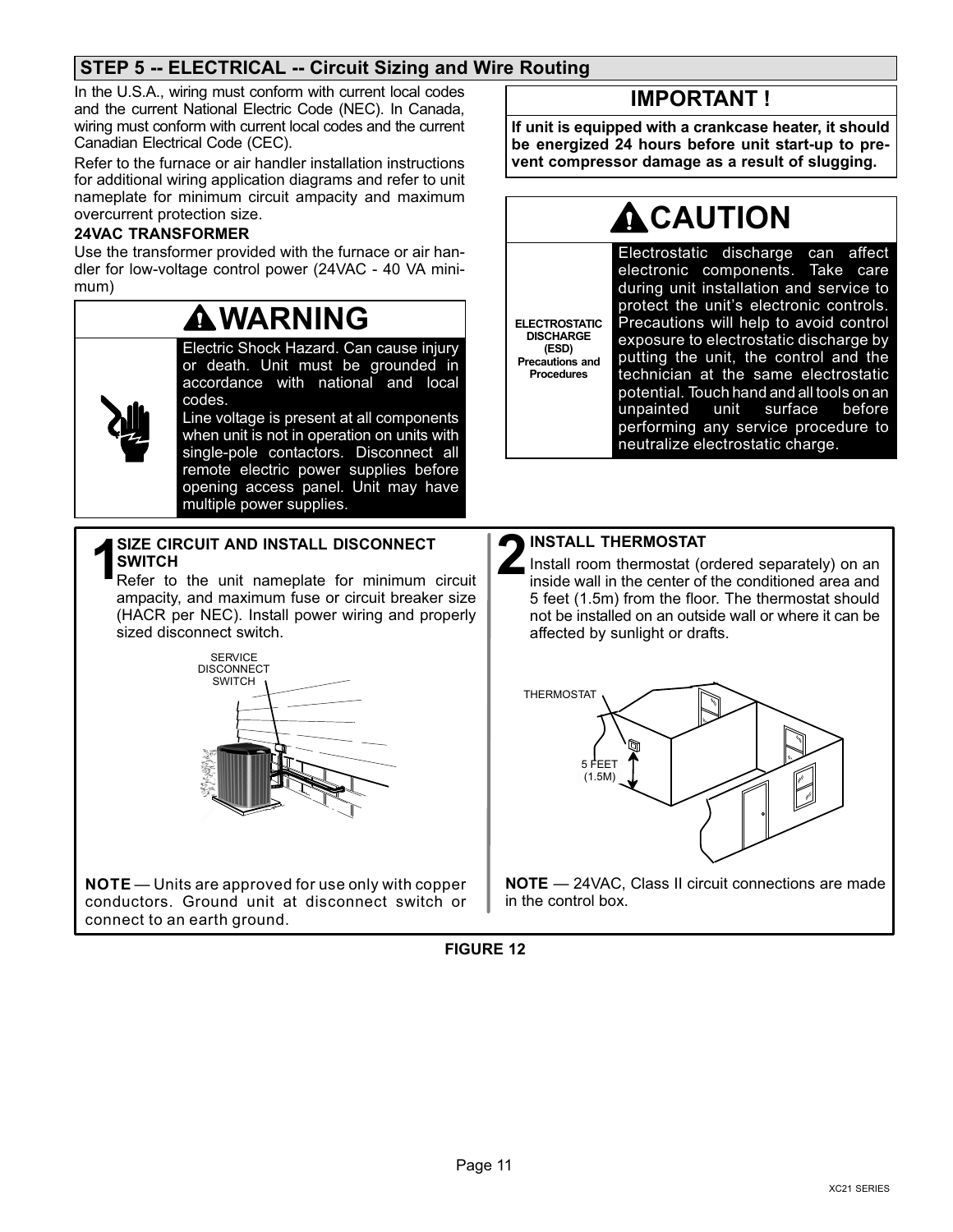## STEP 5 -- ELECTRICAL -- Circuit Sizing and Wire Routing

In the U.S.A., wiring must conform with current local codes and the current National Electric Code (NEC). In Canada, wiring must conform with current local codes and the current Canadian Electrical Code (CEC).

Refer to the furnace or air handler installation instructions for additional wiring application diagrams and refer to unit nameplate for minimum circuit ampacity and maximum overcurrent protection size.

**24VAC TRANSFORMER**

Use the transformer provided with the furnace or air handler for low-voltage control power (24VAC - 40 VA minimum)

> **WARNING**
>
> Electric Shock Hazard. Can cause injury or death. Unit must be grounded in accordance with national and local codes.
>
> Line voltage is present at all components when unit is not in operation on units with single-pole contactors. Disconnect all remote electric power supplies before opening access panel. Unit may have multiple power supplies.

> **IMPORTANT !**
>
> **If unit is equipped with a crankcase heater, it should be energized 24 hours before unit start-up to prevent compressor damage as a result of slugging.**

> **CAUTION**
>
> **ELECTROSTATIC DISCHARGE (ESD) Precautions and Procedures**
>
> Electrostatic discharge can affect electronic components. Take care during unit installation and service to protect the unit's electronic controls. Precautions will help to avoid control exposure to electrostatic discharge by putting the unit, the control and the technician at the same electrostatic potential. Touch hand and all tools on an unpainted unit surface before performing any service procedure to neutralize electrostatic charge.

**1 SIZE CIRCUIT AND INSTALL DISCONNECT SWITCH**

Refer to the unit nameplate for minimum circuit ampacity, and maximum fuse or circuit breaker size (HACR per NEC). Install power wiring and properly sized disconnect switch.

SERVICE DISCONNECT SWITCH

**NOTE** — Units are approved for use only with copper conductors. Ground unit at disconnect switch or connect to an earth ground.

**2 INSTALL THERMOSTAT**

Install room thermostat (ordered separately) on an inside wall in the center of the conditioned area and 5 feet (1.5m) from the floor. The thermostat should not be installed on an outside wall or where it can be affected by sunlight or drafts.

THERMOSTAT

5 FEET (1.5M)

**NOTE** — 24VAC, Class II circuit connections are made in the control box.

**FIGURE 12**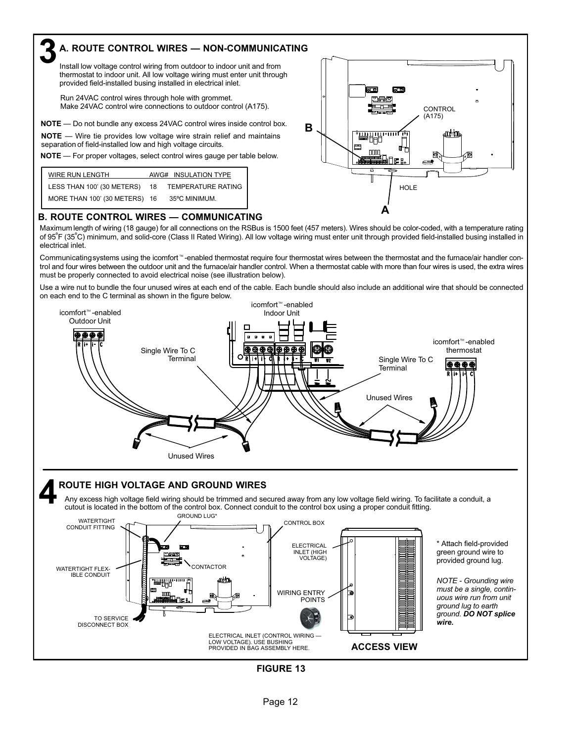## 3 A. ROUTE CONTROL WIRES — NON-COMMUNICATING

Install low voltage control wiring from outdoor to indoor unit and from thermostat to indoor unit. All low voltage wiring must enter unit through provided field-installed busing installed in electrical inlet.

Run 24VAC control wires through hole with grommet.
Make 24VAC control wire connections to outdoor control (A175).

**NOTE** — Do not bundle any excess 24VAC control wires inside control box.

**NOTE** — Wire tie provides low voltage wire strain relief and maintains separation of field-installed low and high voltage circuits.

**NOTE** — For proper voltages, select control wires gauge per table below.

| WIRE RUN LENGTH | AWG# | INSULATION TYPE |
|---|---|---|
| LESS THAN 100' (30 METERS) | 18 | TEMPERATURE RATING |
| MORE THAN 100' (30 METERS) | 16 | 35ºC MINIMUM. |

CONTROL (A175)

B

HOLE

A

## B. ROUTE CONTROL WIRES — COMMUNICATING

Maximum length of wiring (18 gauge) for all connections on the RSBus is 1500 feet (457 meters). Wires should be color-coded, with a temperature rating of 95°F (35°C) minimum, and solid-core (Class II Rated Wiring). All low voltage wiring must enter unit through provided field-installed busing installed in electrical inlet.

Communicating systems using the icomfort™-enabled thermostat require four thermostat wires between the thermostat and the furnace/air handler control and four wires between the outdoor unit and the furnace/air handler control. When a thermostat cable with more than four wires is used, the extra wires must be properly connected to avoid electrical noise (see illustration below).

Use a wire nut to bundle the four unused wires at each end of the cable. Each bundle should also include an additional wire that should be connected on each end to the C terminal as shown in the figure below.

icomfort™-enabled Outdoor Unit

icomfort™-enabled Indoor Unit

icomfort™-enabled thermostat

Single Wire To C Terminal

Single Wire To C Terminal

Unused Wires

Unused Wires

## 4 ROUTE HIGH VOLTAGE AND GROUND WIRES

Any excess high voltage field wiring should be trimmed and secured away from any low voltage field wiring. To facilitate a conduit, a cutout is located in the bottom of the control box. Connect conduit to the control box using a proper conduit fitting.

WATERTIGHT CONDUIT FITTING

GROUND LUG*

CONTROL BOX

WATERTIGHT FLEXIBLE CONDUIT

CONTACTOR

TO SERVICE DISCONNECT BOX

ELECTRICAL INLET (HIGH VOLTAGE)

WIRING ENTRY POINTS

ELECTRICAL INLET (CONTROL WIRING — LOW VOLTAGE). USE BUSHING PROVIDED IN BAG ASSEMBLY HERE.

**ACCESS VIEW**

\* Attach field-provided green ground wire to provided ground lug.

*NOTE - Grounding wire must be a single, continuous wire run from unit ground lug to earth ground.* ***DO NOT splice wire.***

**FIGURE 13**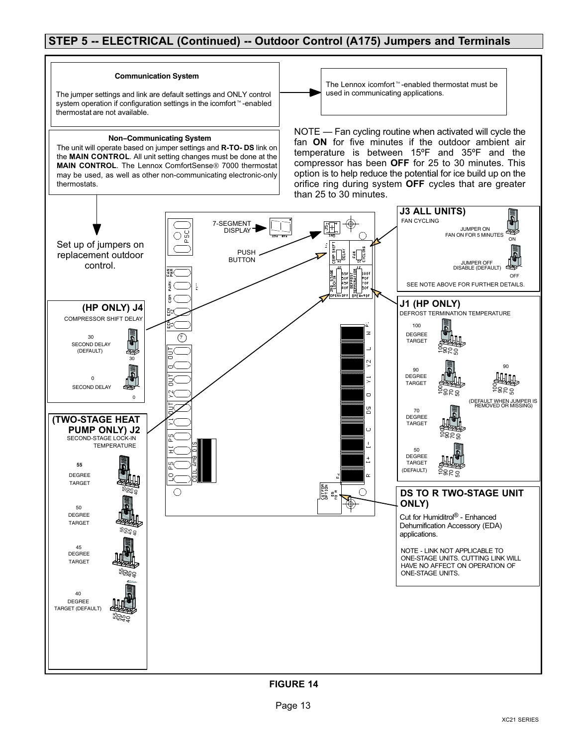## STEP 5 -- ELECTRICAL (Continued) -- Outdoor Control (A175) Jumpers and Terminals

**Communication System**

The jumper settings and link are default settings and ONLY control system operation if configuration settings in the icomfort™-enabled thermostat are not available.

The Lennox icomfort™-enabled thermostat must be used in communicating applications.

**Non–Communicating System**

The unit will operate based on jumper settings and **R-TO- DS** link on the **MAIN CONTROL**. All unit setting changes must be done at the **MAIN CONTROL**. The Lennox ComfortSense® 7000 thermostat may be used, as well as other non-communicating electronic-only thermostats.

NOTE — Fan cycling routine when activated will cycle the fan **ON** for five minutes if the outdoor ambient air temperature is between 15ºF and 35ºF and the compressor has been **OFF** for 25 to 30 minutes. This option is to help reduce the potential for ice build up on the orifice ring during system **OFF** cycles that are greater than 25 to 30 minutes.

Set up of jumpers on replacement outdoor control.

7-SEGMENT DISPLAY

PUSH BUTTON

**J3 ALL UNITS)**

FAN CYCLING

- JUMPER ON — FAN ON FOR 5 MINUTES (ON)
- JUMPER OFF — DISABLE (DEFAULT) (OFF)

SEE NOTE ABOVE FOR FURTHER DETAILS.

**(HP ONLY) J4**

COMPRESSOR SHIFT DELAY

- 30 SECOND DELAY (DEFAULT)
- 0 SECOND DELAY

**J1 (HP ONLY)**

DEFROST TERMINATION TEMPERATURE

- 100 DEGREE TARGET
- 90 DEGREE TARGET (90 — DEFAULT WHEN JUMPER IS REMOVED OR MISSING)
- 70 DEGREE TARGET
- 50 DEGREE TARGET (DEFAULT)

**(TWO-STAGE HEAT PUMP ONLY) J2**

SECOND-STAGE LOCK-IN TEMPERATURE

- **55** DEGREE TARGET
- 50 DEGREE TARGET
- 45 DEGREE TARGET
- 40 DEGREE TARGET (DEFAULT)

**DS TO R TWO-STAGE UNIT ONLY)**

Cut for Humiditrol® - Enhanced Dehumification Accessory (EDA) applications.

NOTE - LINK NOT APPLICABLE TO ONE-STAGE UNITS. CUTTING LINK WILL HAVE NO AFFECT ON OPERATION OF ONE-STAGE UNITS.

**FIGURE 14**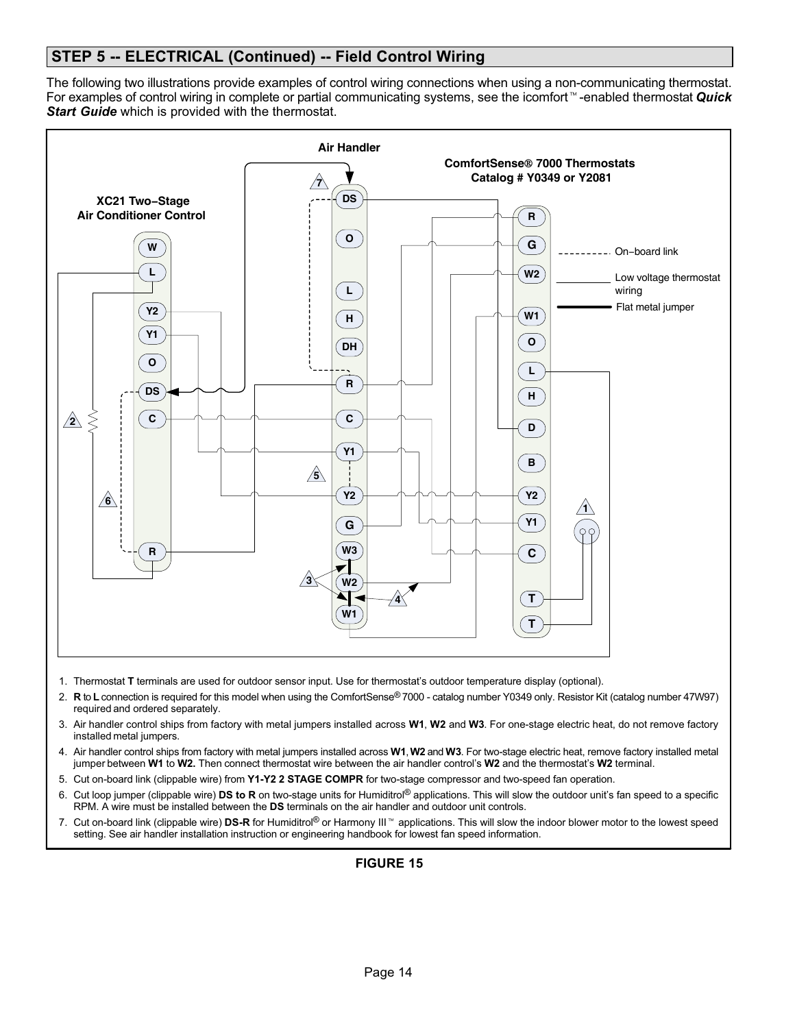## STEP 5 -- ELECTRICAL (Continued) -- Field Control Wiring

The following two illustrations provide examples of control wiring connections when using a non-communicating thermostat. For examples of control wiring in complete or partial communicating systems, see the icomfort™-enabled thermostat ***Quick Start Guide*** which is provided with the thermostat.

1. Thermostat **T** terminals are used for outdoor sensor input. Use for thermostat's outdoor temperature display (optional).
2. **R** to **L** connection is required for this model when using the ComfortSense® 7000 - catalog number Y0349 only. Resistor Kit (catalog number 47W97) required and ordered separately.
3. Air handler control ships from factory with metal jumpers installed across **W1**, **W2** and **W3**. For one-stage electric heat, do not remove factory installed metal jumpers.
4. Air handler control ships from factory with metal jumpers installed across **W1**, **W2** and **W3**. For two-stage electric heat, remove factory installed metal jumper between **W1** to **W2.** Then connect thermostat wire between the air handler control's **W2** and the thermostat's **W2** terminal.
5. Cut on-board link (clippable wire) from **Y1-Y2 2 STAGE COMPR** for two-stage compressor and two-speed fan operation.
6. Cut loop jumper (clippable wire) **DS to R** on two-stage units for Humiditrol® applications. This will slow the outdoor unit's fan speed to a specific RPM. A wire must be installed between the **DS** terminals on the air handler and outdoor unit controls.
7. Cut on-board link (clippable wire) **DS-R** for Humiditrol® or Harmony III™ applications. This will slow the indoor blower motor to the lowest speed setting. See air handler installation instruction or engineering handbook for lowest fan speed information.

**FIGURE 15**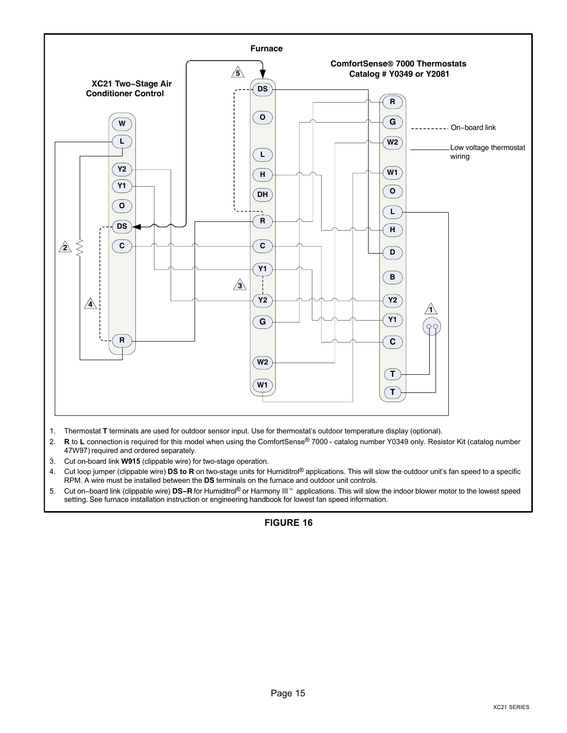Furnace

ComfortSense® 7000 Thermostats
Catalog # Y0349 or Y2081

XC21 Two−Stage Air Conditioner Control

On−board link

Low voltage thermostat wiring

1. Thermostat **T** terminals are used for outdoor sensor input. Use for thermostat's outdoor temperature display (optional).
2. **R** to **L** connection is required for this model when using the ComfortSense® 7000 - catalog number Y0349 only. Resistor Kit (catalog number 47W97) required and ordered separately.
3. Cut on-board link **W915** (clippable wire) for two-stage operation.
4. Cut loop jumper (clippable wire) **DS to R** on two-stage units for Humiditrol® applications. This will slow the outdoor unit's fan speed to a specific RPM. A wire must be installed between the **DS** terminals on the furnace and outdoor unit controls.
5. Cut on−board link (clippable wire) **DS−R** for Humiditrol® or Harmony III™ applications. This will slow the indoor blower motor to the lowest speed setting. See furnace installation instruction or engineering handbook for lowest fan speed information.

**FIGURE 16**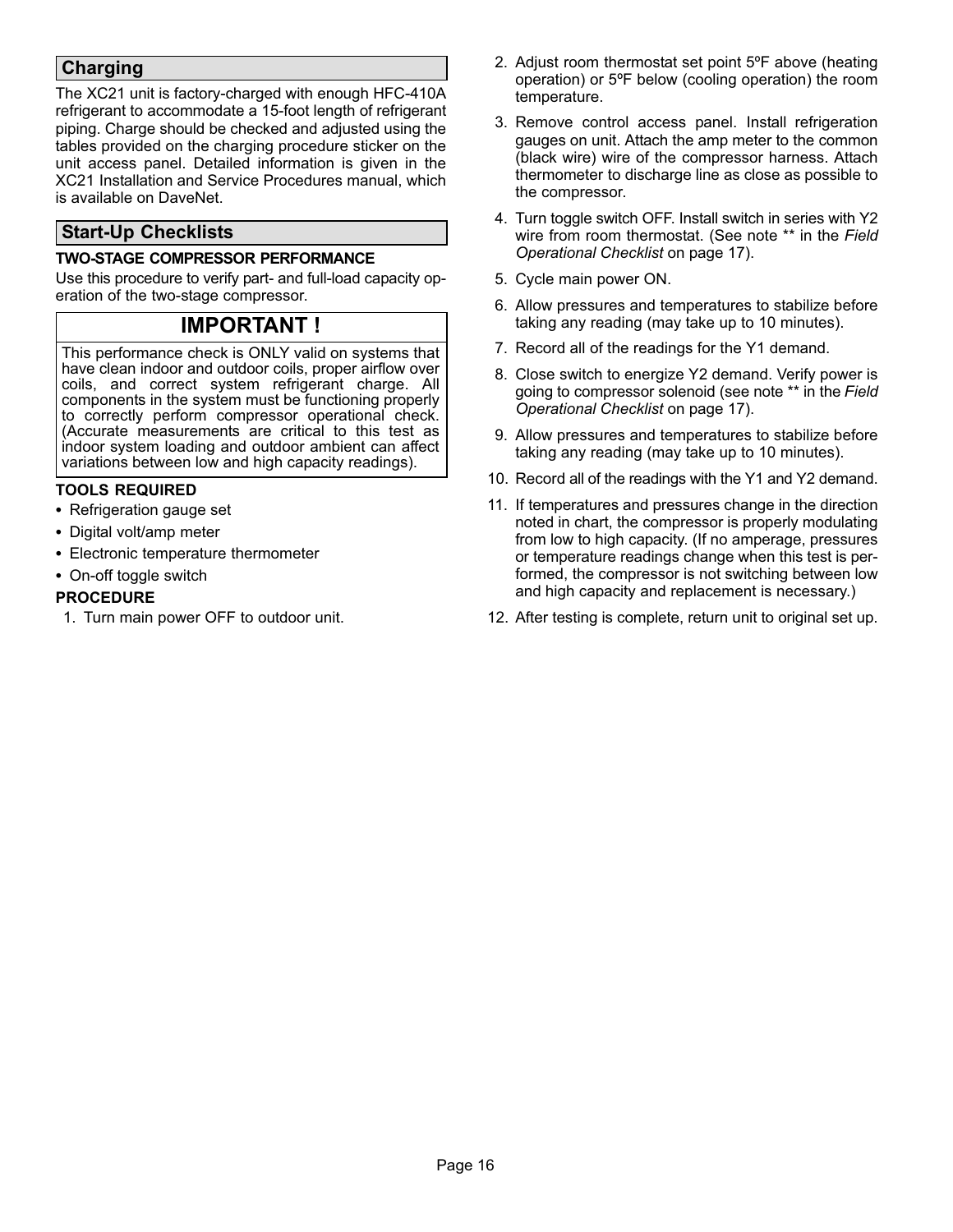## Charging

The XC21 unit is factory-charged with enough HFC-410A refrigerant to accommodate a 15-foot length of refrigerant piping. Charge should be checked and adjusted using the tables provided on the charging procedure sticker on the unit access panel. Detailed information is given in the XC21 Installation and Service Procedures manual, which is available on DaveNet.

## Start-Up Checklists

### TWO-STAGE COMPRESSOR PERFORMANCE

Use this procedure to verify part- and full-load capacity operation of the two-stage compressor.

> **IMPORTANT !**
>
> This performance check is ONLY valid on systems that have clean indoor and outdoor coils, proper airflow over coils, and correct system refrigerant charge. All components in the system must be functioning properly to correctly perform compressor operational check. (Accurate measurements are critical to this test as indoor system loading and outdoor ambient can affect variations between low and high capacity readings).

### TOOLS REQUIRED

- Refrigeration gauge set
- Digital volt/amp meter
- Electronic temperature thermometer
- On-off toggle switch

### PROCEDURE

1. Turn main power OFF to outdoor unit.
2. Adjust room thermostat set point 5ºF above (heating operation) or 5ºF below (cooling operation) the room temperature.
3. Remove control access panel. Install refrigeration gauges on unit. Attach the amp meter to the common (black wire) wire of the compressor harness. Attach thermometer to discharge line as close as possible to the compressor.
4. Turn toggle switch OFF. Install switch in series with Y2 wire from room thermostat. (See note ** in the *Field Operational Checklist* on page 17).
5. Cycle main power ON.
6. Allow pressures and temperatures to stabilize before taking any reading (may take up to 10 minutes).
7. Record all of the readings for the Y1 demand.
8. Close switch to energize Y2 demand. Verify power is going to compressor solenoid (see note ** in the *Field Operational Checklist* on page 17).
9. Allow pressures and temperatures to stabilize before taking any reading (may take up to 10 minutes).
10. Record all of the readings with the Y1 and Y2 demand.
11. If temperatures and pressures change in the direction noted in chart, the compressor is properly modulating from low to high capacity. (If no amperage, pressures or temperature readings change when this test is performed, the compressor is not switching between low and high capacity and replacement is necessary.)
12. After testing is complete, return unit to original set up.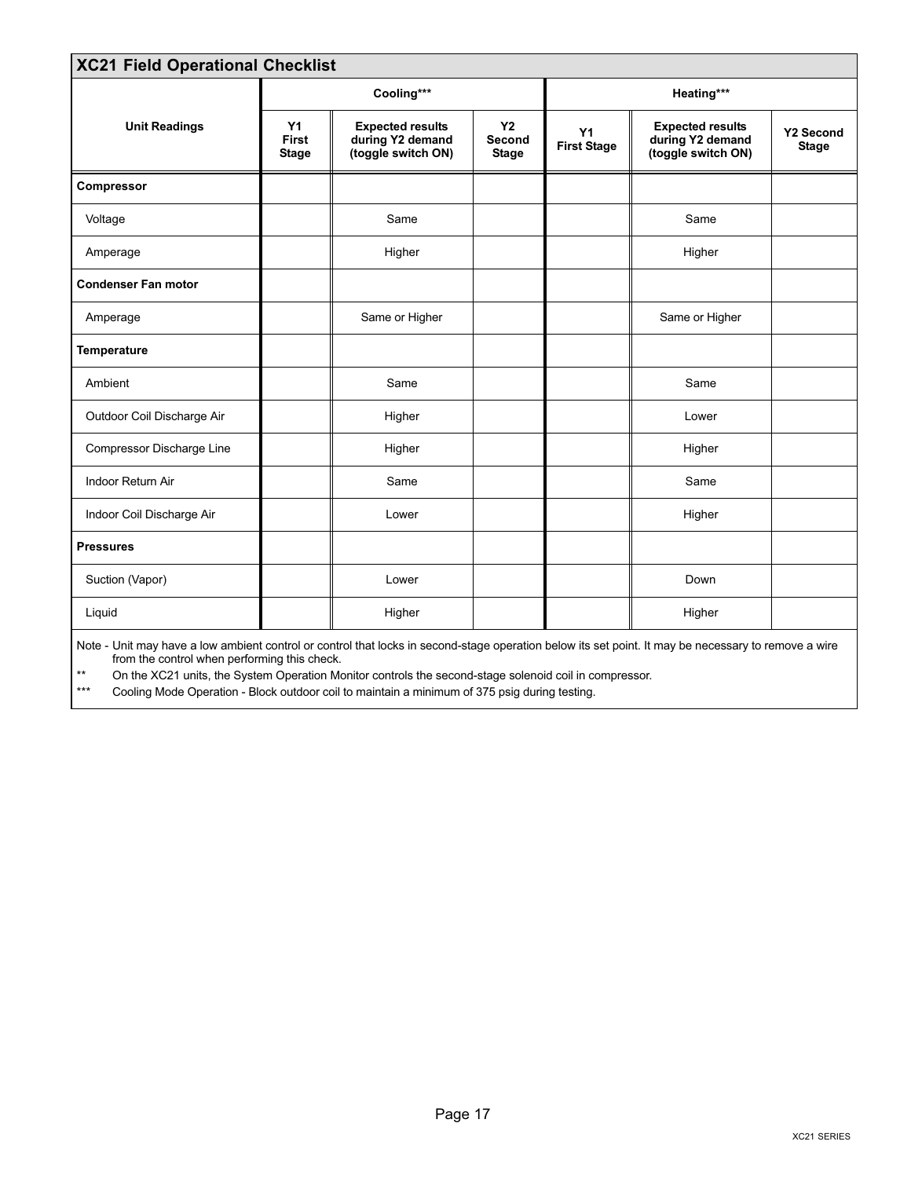## XC21 Field Operational Checklist

| Unit Readings | Cooling*** | | | Heating*** | | |
|---|---|---|---|---|---|---|
| | Y1 First Stage | Expected results during Y2 demand (toggle switch ON) | Y2 Second Stage | Y1 First Stage | Expected results during Y2 demand (toggle switch ON) | Y2 Second Stage |
| **Compressor** | | | | | | |
| Voltage | | Same | | | Same | |
| Amperage | | Higher | | | Higher | |
| **Condenser Fan motor** | | | | | | |
| Amperage | | Same or Higher | | | Same or Higher | |
| **Temperature** | | | | | | |
| Ambient | | Same | | | Same | |
| Outdoor Coil Discharge Air | | Higher | | | Lower | |
| Compressor Discharge Line | | Higher | | | Higher | |
| Indoor Return Air | | Same | | | Same | |
| Indoor Coil Discharge Air | | Lower | | | Higher | |
| **Pressures** | | | | | | |
| Suction (Vapor) | | Lower | | | Down | |
| Liquid | | Higher | | | Higher | |

Note - Unit may have a low ambient control or control that locks in second-stage operation below its set point. It may be necessary to remove a wire from the control when performing this check.

** On the XC21 units, the System Operation Monitor controls the second-stage solenoid coil in compressor.

*** Cooling Mode Operation - Block outdoor coil to maintain a minimum of 375 psig during testing.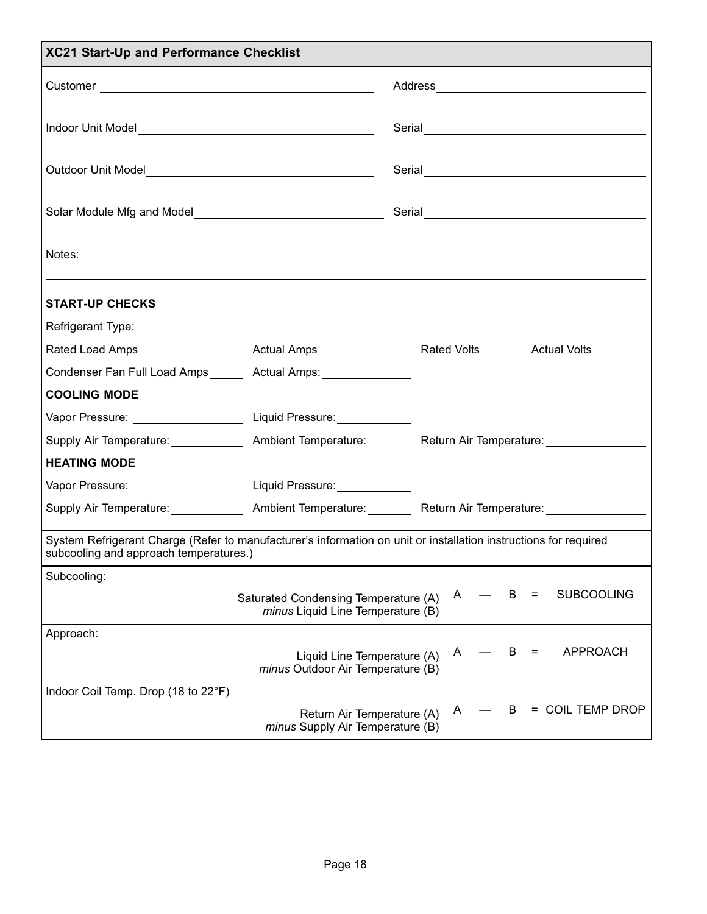## XC21 Start-Up and Performance Checklist

Customer ______________________ Address ______________________

Indoor Unit Model ______________________ Serial ______________________

Outdoor Unit Model ______________________ Serial ______________________

Solar Module Mfg and Model ______________________ Serial ______________________

Notes: ____________________________________________

____________________________________________

**START-UP CHECKS**

Refrigerant Type: __________

Rated Load Amps __________ Actual Amps __________ Rated Volts ______ Actual Volts ______

Condenser Fan Full Load Amps ______ Actual Amps: __________

**COOLING MODE**

Vapor Pressure: __________ Liquid Pressure: __________

Supply Air Temperature: __________ Ambient Temperature: ______ Return Air Temperature: __________

**HEATING MODE**

Vapor Pressure: __________ Liquid Pressure: __________

Supply Air Temperature: __________ Ambient Temperature: ______ Return Air Temperature: __________

System Refrigerant Charge (Refer to manufacturer's information on unit or installation instructions for required subcooling and approach temperatures.)

| | | |
|---|---|---|
| Subcooling: | Saturated Condensing Temperature (A) *minus* Liquid Line Temperature (B) | A — B = SUBCOOLING |
| Approach: | Liquid Line Temperature (A) *minus* Outdoor Air Temperature (B) | A — B = APPROACH |
| Indoor Coil Temp. Drop (18 to 22°F) | Return Air Temperature (A) *minus* Supply Air Temperature (B) | A — B = COIL TEMP DROP |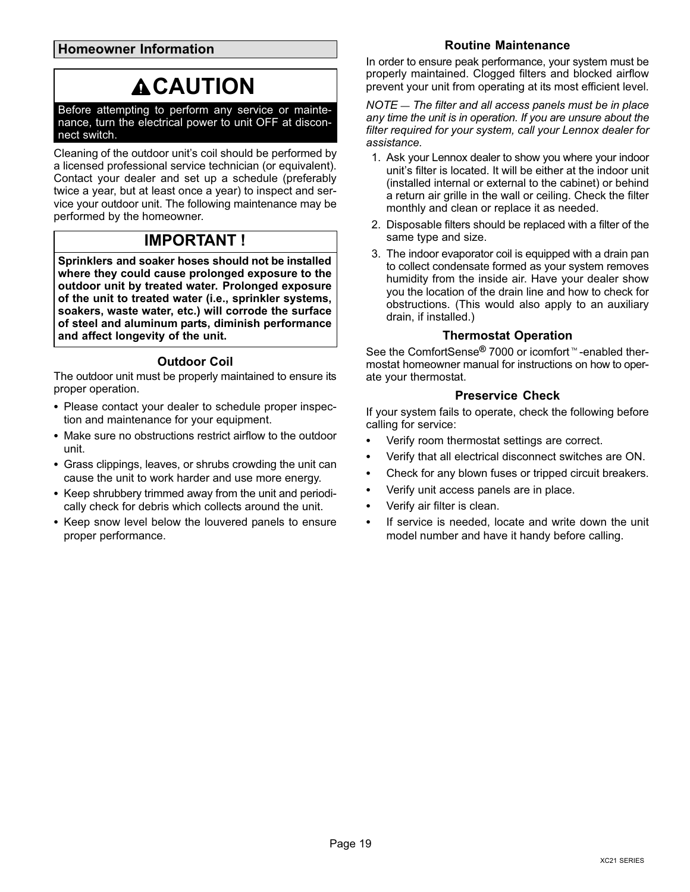## Homeowner Information

### ⚠CAUTION

Before attempting to perform any service or maintenance, turn the electrical power to unit OFF at disconnect switch.

Cleaning of the outdoor unit's coil should be performed by a licensed professional service technician (or equivalent). Contact your dealer and set up a schedule (preferably twice a year, but at least once a year) to inspect and service your outdoor unit. The following maintenance may be performed by the homeowner.

### IMPORTANT !

**Sprinklers and soaker hoses should not be installed where they could cause prolonged exposure to the outdoor unit by treated water. Prolonged exposure of the unit to treated water (i.e., sprinkler systems, soakers, waste water, etc.) will corrode the surface of steel and aluminum parts, diminish performance and affect longevity of the unit.**

### Outdoor Coil

The outdoor unit must be properly maintained to ensure its proper operation.

- Please contact your dealer to schedule proper inspection and maintenance for your equipment.
- Make sure no obstructions restrict airflow to the outdoor unit.
- Grass clippings, leaves, or shrubs crowding the unit can cause the unit to work harder and use more energy.
- Keep shrubbery trimmed away from the unit and periodically check for debris which collects around the unit.
- Keep snow level below the louvered panels to ensure proper performance.

### Routine Maintenance

In order to ensure peak performance, your system must be properly maintained. Clogged filters and blocked airflow prevent your unit from operating at its most efficient level.

*NOTE — The filter and all access panels must be in place any time the unit is in operation. If you are unsure about the filter required for your system, call your Lennox dealer for assistance.*

1. Ask your Lennox dealer to show you where your indoor unit's filter is located. It will be either at the indoor unit (installed internal or external to the cabinet) or behind a return air grille in the wall or ceiling. Check the filter monthly and clean or replace it as needed.
2. Disposable filters should be replaced with a filter of the same type and size.
3. The indoor evaporator coil is equipped with a drain pan to collect condensate formed as your system removes humidity from the inside air. Have your dealer show you the location of the drain line and how to check for obstructions. (This would also apply to an auxiliary drain, if installed.)

### Thermostat Operation

See the ComfortSense® 7000 or icomfort™-enabled thermostat homeowner manual for instructions on how to operate your thermostat.

### Preservice Check

If your system fails to operate, check the following before calling for service:

- Verify room thermostat settings are correct.
- Verify that all electrical disconnect switches are ON.
- Check for any blown fuses or tripped circuit breakers.
- Verify unit access panels are in place.
- Verify air filter is clean.
- If service is needed, locate and write down the unit model number and have it handy before calling.